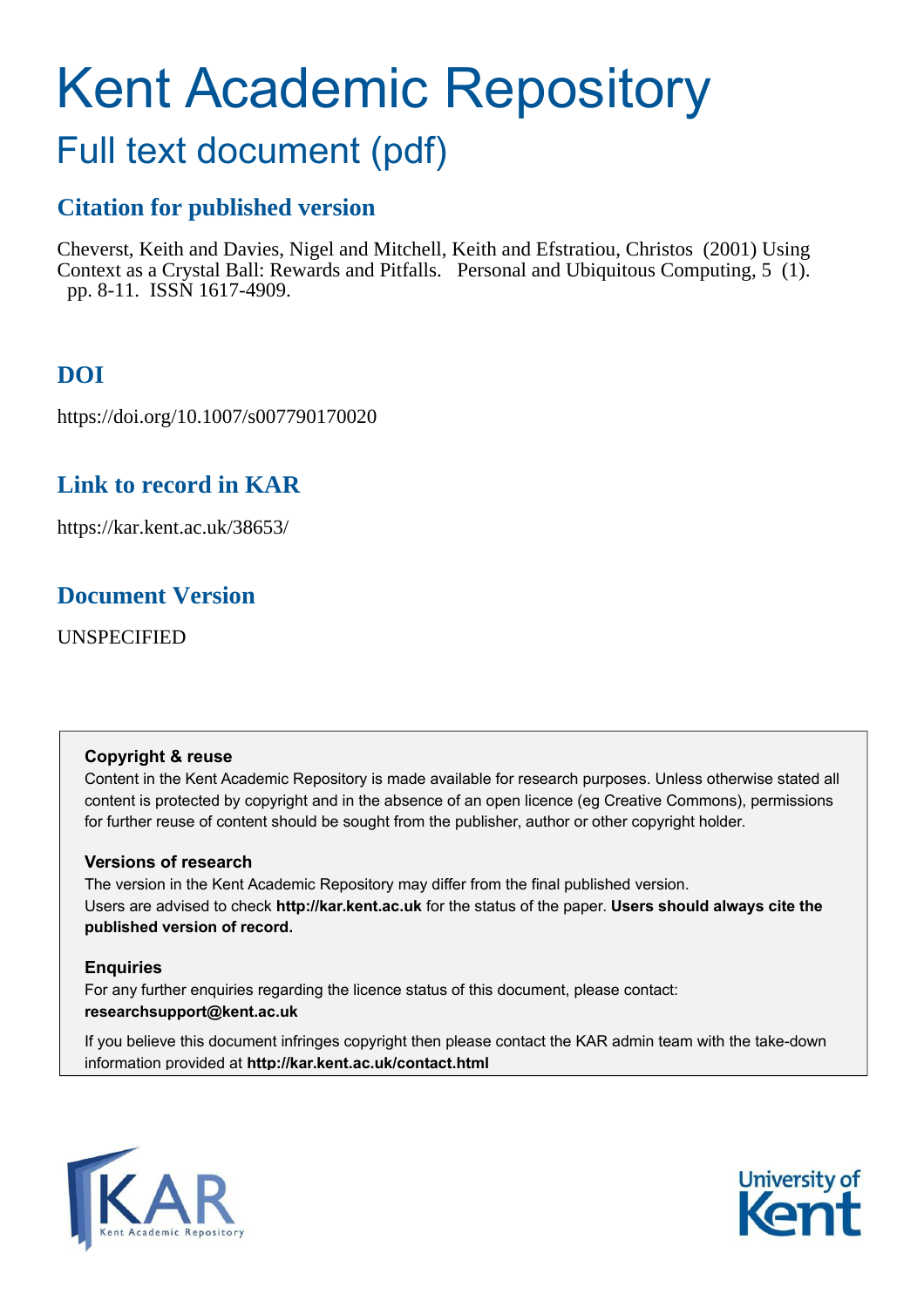# Kent Academic Repository

## Full text document (pdf)

### Citation for published version

Cheverst, Keith and Davies, Nigel and Mitchell, Keith and Efstratiou, Christos (2001) Using Context as a Crystal Ball: Rewards and Pitfalls. Personal and Ubiquitous Computing, 5 (1). pp. 8-11. ISSN 1617-4909.

### DOI

https://doi.org/10.1007/s007790170020

### Link to record in KAR

https://kar.kent.ac.uk/38653/

### Document Version

UNSPECIFIED

**Copyright & reuse**

Content in the Kent Academic Repository is made available for research purposes. Unless otherwise stated all content is protected by copyright and in the absence of an open licence (eg Creative Commons), permissions for further reuse of content should be sought from the publisher, author or other copyright holder.

**Versions of research**

The version in the Kent Academic Repository may differ from the final published version. Users are advised to check **http://kar.kent.ac.uk** for the status of the paper. **Users should always cite the published version of record.**

**Enquiries**

For any further enquiries regarding the licence status of this document, please contact: **researchsupport@kent.ac.uk**

If you believe this document infringes copyright then please contact the KAR admin team with the take-down information provided at **http://kar.kent.ac.uk/contact.html**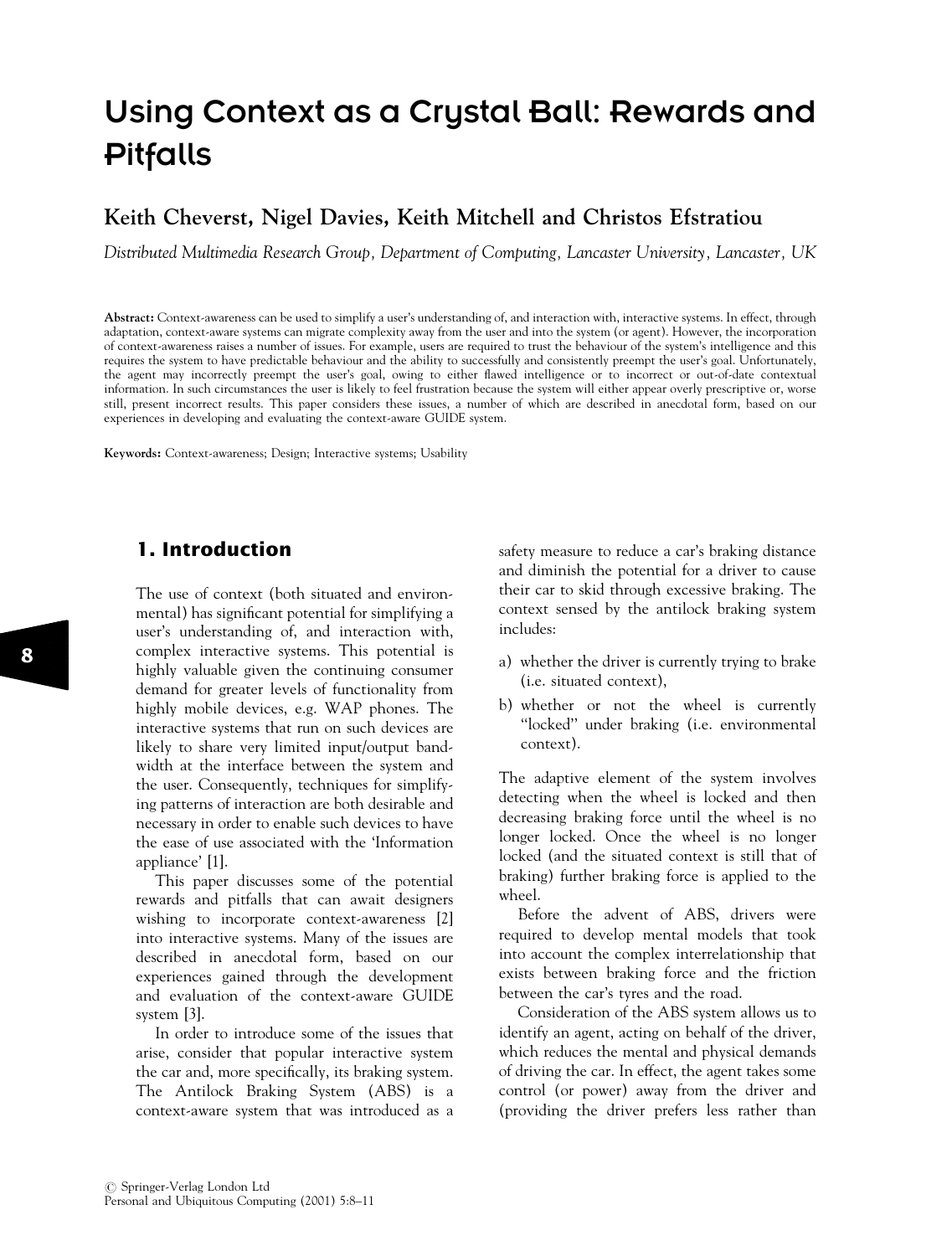# Using Context as a Crystal Ball: Rewards and Pitfalls

**Keith Cheverst, Nigel Davies, Keith Mitchell and Christos Efstratiou**

*Distributed Multimedia Research Group, Department of Computing, Lancaster University, Lancaster, UK*

**Abstract:** Context-awareness can be used to simplify a user's understanding of, and interaction with, interactive systems. In effect, through adaptation, context-aware systems can migrate complexity away from the user and into the system (or agent). However, the incorporation of context-awareness raises a number of issues. For example, users are required to trust the behaviour of the system's intelligence and this requires the system to have predictable behaviour and the ability to successfully and consistently preempt the user's goal. Unfortunately, the agent may incorrectly preempt the user's goal, owing to either flawed intelligence or to incorrect or out-of-date contextual information. In such circumstances the user is likely to feel frustration because the system will either appear overly prescriptive or, worse still, present incorrect results. This paper considers these issues, a number of which are described in anecdotal form, based on our experiences in developing and evaluating the context-aware GUIDE system.

**Keywords:** Context-awareness; Design; Interactive systems; Usability

## 1. Introduction

The use of context (both situated and environmental) has significant potential for simplifying a user's understanding of, and interaction with, complex interactive systems. This potential is highly valuable given the continuing consumer demand for greater levels of functionality from highly mobile devices, e.g. WAP phones. The interactive systems that run on such devices are likely to share very limited input/output bandwidth at the interface between the system and the user. Consequently, techniques for simplifying patterns of interaction are both desirable and necessary in order to enable such devices to have the ease of use associated with the 'Information appliance' [1].

This paper discusses some of the potential rewards and pitfalls that can await designers wishing to incorporate context-awareness [2] into interactive systems. Many of the issues are described in anecdotal form, based on our experiences gained through the development and evaluation of the context-aware GUIDE system [3].

In order to introduce some of the issues that arise, consider that popular interactive system the car and, more specifically, its braking system. The Antilock Braking System (ABS) is a context-aware system that was introduced as a safety measure to reduce a car's braking distance and diminish the potential for a driver to cause their car to skid through excessive braking. The context sensed by the antilock braking system includes:

a) whether the driver is currently trying to brake (i.e. situated context),
b) whether or not the wheel is currently "locked" under braking (i.e. environmental context).

The adaptive element of the system involves detecting when the wheel is locked and then decreasing braking force until the wheel is no longer locked. Once the wheel is no longer locked (and the situated context is still that of braking) further braking force is applied to the wheel.

Before the advent of ABS, drivers were required to develop mental models that took into account the complex interrelationship that exists between braking force and the friction between the car's tyres and the road.

Consideration of the ABS system allows us to identify an agent, acting on behalf of the driver, which reduces the mental and physical demands of driving the car. In effect, the agent takes some control (or power) away from the driver and (providing the driver prefers less rather than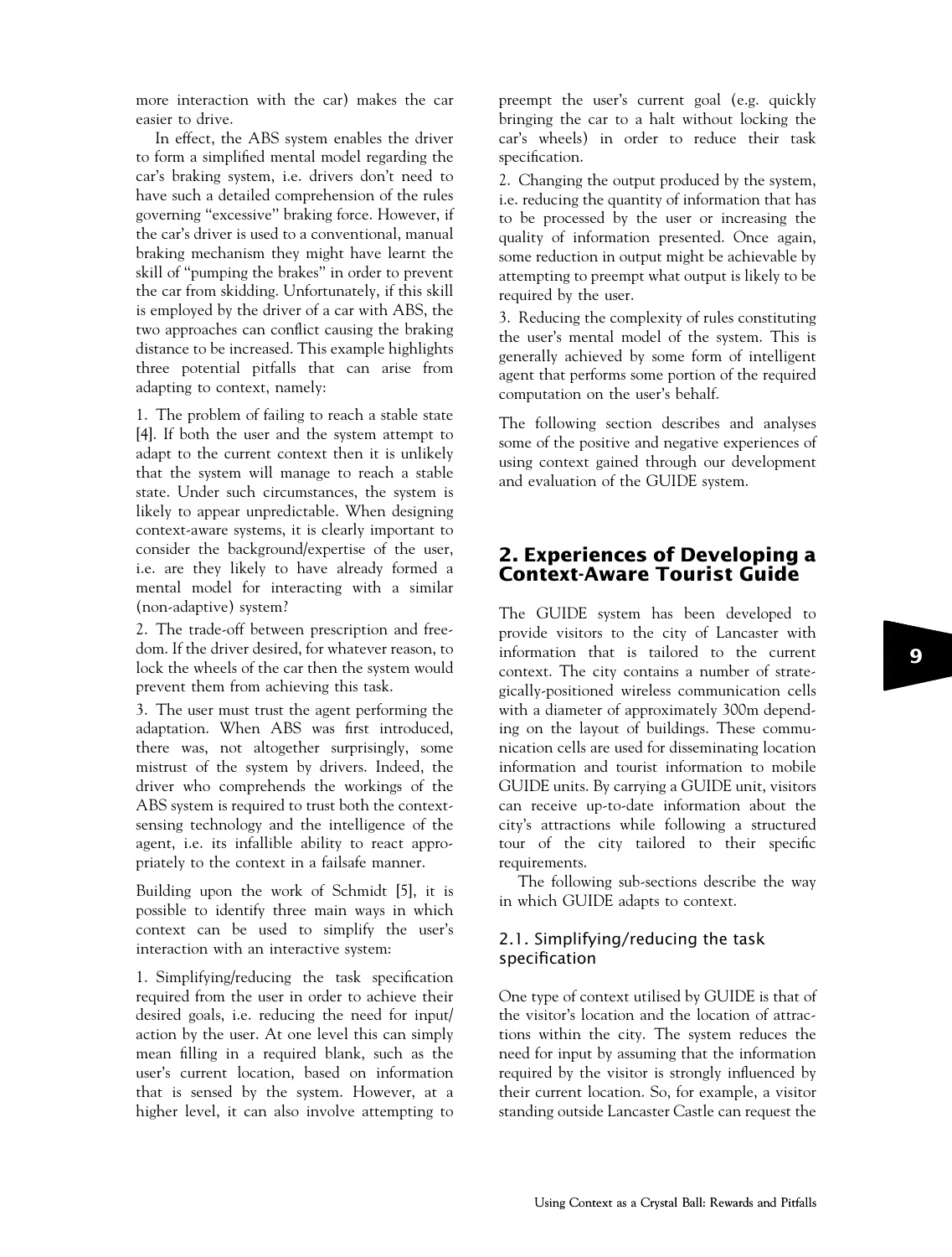more interaction with the car) makes the car easier to drive.

In effect, the ABS system enables the driver to form a simplified mental model regarding the car's braking system, i.e. drivers don't need to have such a detailed comprehension of the rules governing "excessive" braking force. However, if the car's driver is used to a conventional, manual braking mechanism they might have learnt the skill of "pumping the brakes" in order to prevent the car from skidding. Unfortunately, if this skill is employed by the driver of a car with ABS, the two approaches can conflict causing the braking distance to be increased. This example highlights three potential pitfalls that can arise from adapting to context, namely:

1. The problem of failing to reach a stable state [4]. If both the user and the system attempt to adapt to the current context then it is unlikely that the system will manage to reach a stable state. Under such circumstances, the system is likely to appear unpredictable. When designing context-aware systems, it is clearly important to consider the background/expertise of the user, i.e. are they likely to have already formed a mental model for interacting with a similar (non-adaptive) system?

2. The trade-off between prescription and freedom. If the driver desired, for whatever reason, to lock the wheels of the car then the system would prevent them from achieving this task.

3. The user must trust the agent performing the adaptation. When ABS was first introduced, there was, not altogether surprisingly, some mistrust of the system by drivers. Indeed, the driver who comprehends the workings of the ABS system is required to trust both the context-sensing technology and the intelligence of the agent, i.e. its infallible ability to react appropriately to the context in a failsafe manner.

Building upon the work of Schmidt [5], it is possible to identify three main ways in which context can be used to simplify the user's interaction with an interactive system:

1. Simplifying/reducing the task specification required from the user in order to achieve their desired goals, i.e. reducing the need for input/action by the user. At one level this can simply mean filling in a required blank, such as the user's current location, based on information that is sensed by the system. However, at a higher level, it can also involve attempting to preempt the user's current goal (e.g. quickly bringing the car to a halt without locking the car's wheels) in order to reduce their task specification.

2. Changing the output produced by the system, i.e. reducing the quantity of information that has to be processed by the user or increasing the quality of information presented. Once again, some reduction in output might be achievable by attempting to preempt what output is likely to be required by the user.

3. Reducing the complexity of rules constituting the user's mental model of the system. This is generally achieved by some form of intelligent agent that performs some portion of the required computation on the user's behalf.

The following section describes and analyses some of the positive and negative experiences of using context gained through our development and evaluation of the GUIDE system.

## 2. Experiences of Developing a Context-Aware Tourist Guide

The GUIDE system has been developed to provide visitors to the city of Lancaster with information that is tailored to the current context. The city contains a number of strategically-positioned wireless communication cells with a diameter of approximately 300m depending on the layout of buildings. These communication cells are used for disseminating location information and tourist information to mobile GUIDE units. By carrying a GUIDE unit, visitors can receive up-to-date information about the city's attractions while following a structured tour of the city tailored to their specific requirements.

The following sub-sections describe the way in which GUIDE adapts to context.

### 2.1. Simplifying/reducing the task specification

One type of context utilised by GUIDE is that of the visitor's location and the location of attractions within the city. The system reduces the need for input by assuming that the information required by the visitor is strongly influenced by their current location. So, for example, a visitor standing outside Lancaster Castle can request the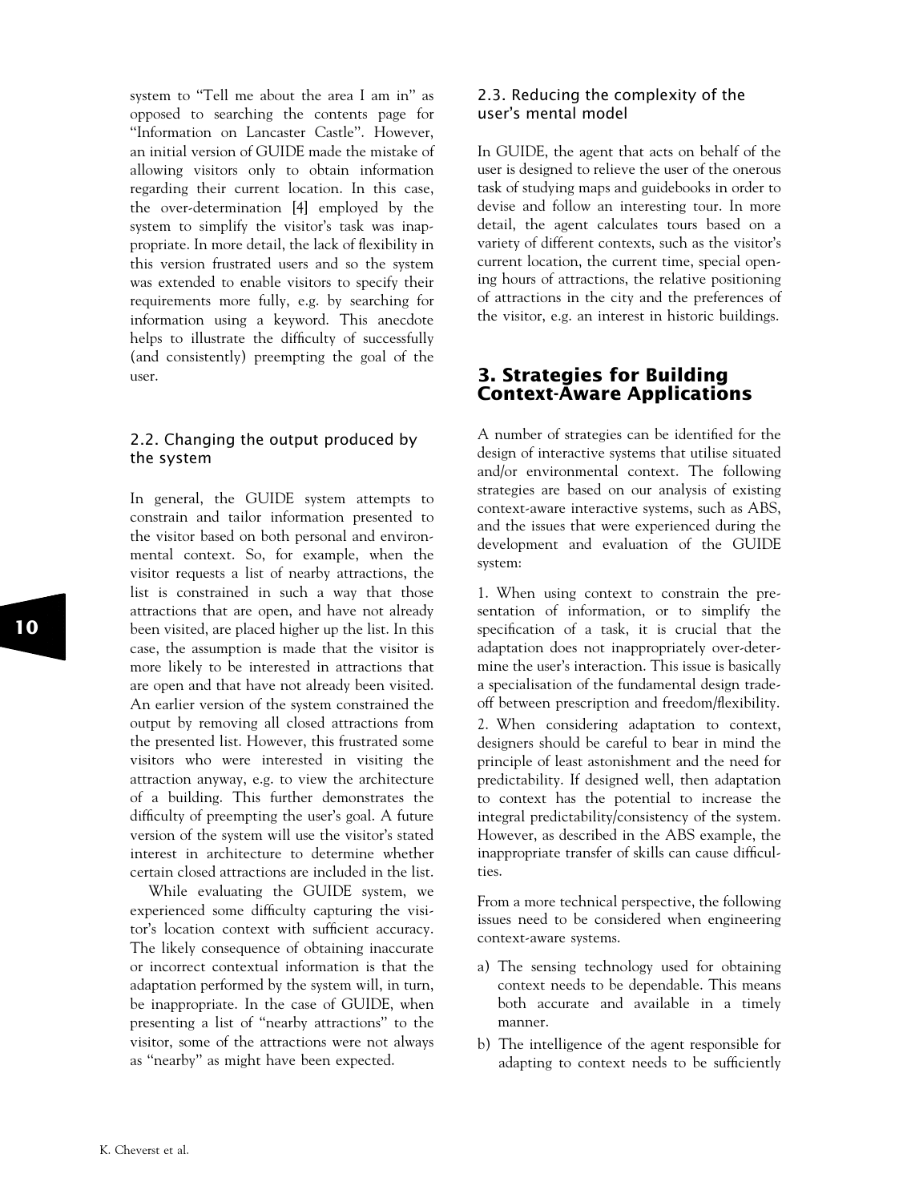system to "Tell me about the area I am in" as opposed to searching the contents page for "Information on Lancaster Castle". However, an initial version of GUIDE made the mistake of allowing visitors only to obtain information regarding their current location. In this case, the over-determination [4] employed by the system to simplify the visitor's task was inappropriate. In more detail, the lack of flexibility in this version frustrated users and so the system was extended to enable visitors to specify their requirements more fully, e.g. by searching for information using a keyword. This anecdote helps to illustrate the difficulty of successfully (and consistently) preempting the goal of the user.

### 2.2. Changing the output produced by the system

In general, the GUIDE system attempts to constrain and tailor information presented to the visitor based on both personal and environmental context. So, for example, when the visitor requests a list of nearby attractions, the list is constrained in such a way that those attractions that are open, and have not already been visited, are placed higher up the list. In this case, the assumption is made that the visitor is more likely to be interested in attractions that are open and that have not already been visited. An earlier version of the system constrained the output by removing all closed attractions from the presented list. However, this frustrated some visitors who were interested in visiting the attraction anyway, e.g. to view the architecture of a building. This further demonstrates the difficulty of preempting the user's goal. A future version of the system will use the visitor's stated interest in architecture to determine whether certain closed attractions are included in the list.

While evaluating the GUIDE system, we experienced some difficulty capturing the visitor's location context with sufficient accuracy. The likely consequence of obtaining inaccurate or incorrect contextual information is that the adaptation performed by the system will, in turn, be inappropriate. In the case of GUIDE, when presenting a list of "nearby attractions" to the visitor, some of the attractions were not always as "nearby" as might have been expected.

### 2.3. Reducing the complexity of the user's mental model

In GUIDE, the agent that acts on behalf of the user is designed to relieve the user of the onerous task of studying maps and guidebooks in order to devise and follow an interesting tour. In more detail, the agent calculates tours based on a variety of different contexts, such as the visitor's current location, the current time, special opening hours of attractions, the relative positioning of attractions in the city and the preferences of the visitor, e.g. an interest in historic buildings.

## 3. Strategies for Building Context-Aware Applications

A number of strategies can be identified for the design of interactive systems that utilise situated and/or environmental context. The following strategies are based on our analysis of existing context-aware interactive systems, such as ABS, and the issues that were experienced during the development and evaluation of the GUIDE system:

1. When using context to constrain the presentation of information, or to simplify the specification of a task, it is crucial that the adaptation does not inappropriately over-determine the user's interaction. This issue is basically a specialisation of the fundamental design trade-off between prescription and freedom/flexibility.

2. When considering adaptation to context, designers should be careful to bear in mind the principle of least astonishment and the need for predictability. If designed well, then adaptation to context has the potential to increase the integral predictability/consistency of the system. However, as described in the ABS example, the inappropriate transfer of skills can cause difficulties.

From a more technical perspective, the following issues need to be considered when engineering context-aware systems.

a) The sensing technology used for obtaining context needs to be dependable. This means both accurate and available in a timely manner.

b) The intelligence of the agent responsible for adapting to context needs to be sufficiently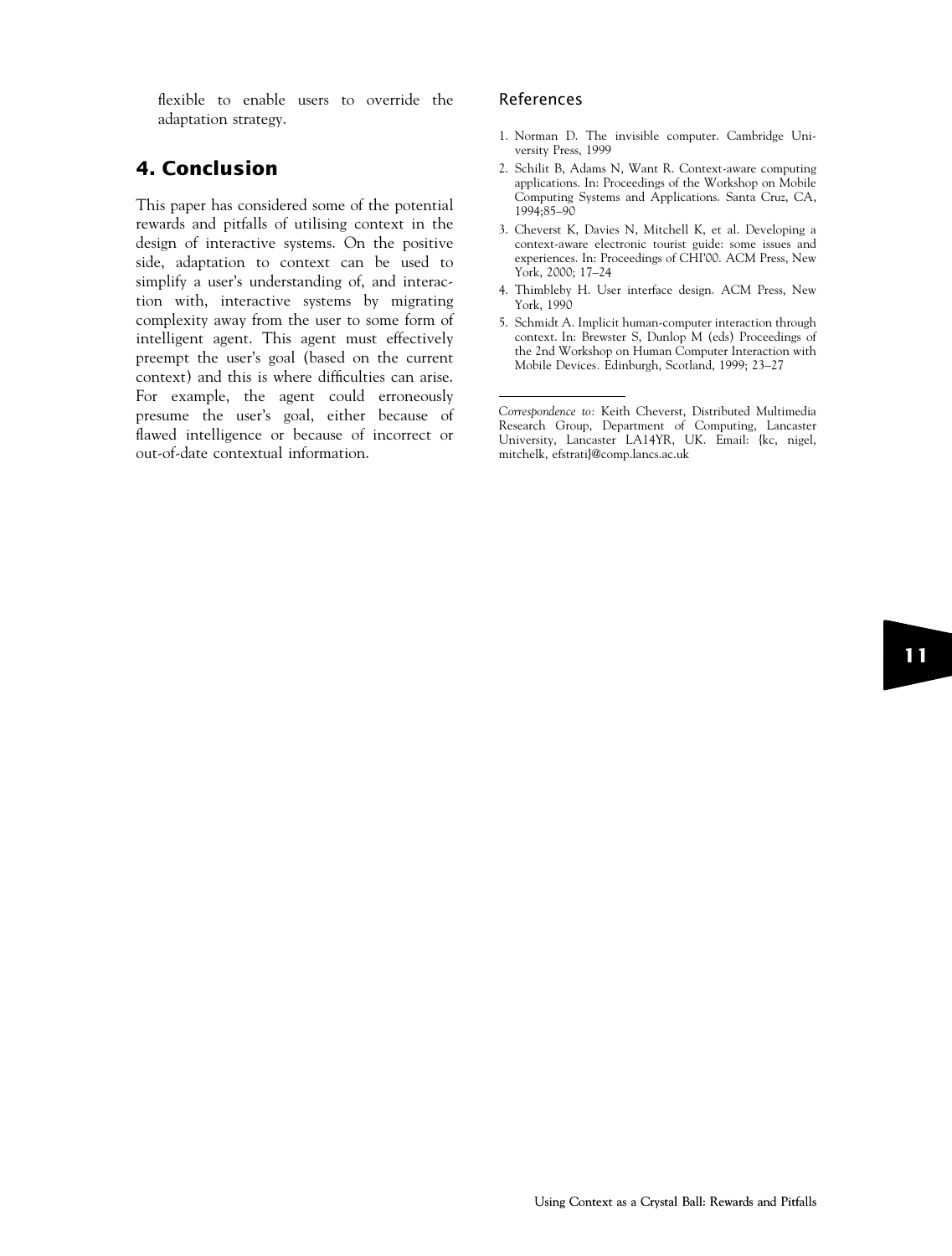flexible to enable users to override the adaptation strategy.

## 4. Conclusion

This paper has considered some of the potential rewards and pitfalls of utilising context in the design of interactive systems. On the positive side, adaptation to context can be used to simplify a user's understanding of, and interaction with, interactive systems by migrating complexity away from the user to some form of intelligent agent. This agent must effectively preempt the user's goal (based on the current context) and this is where difficulties can arise. For example, the agent could erroneously presume the user's goal, either because of flawed intelligence or because of incorrect or out-of-date contextual information.

### References

1. Norman D. The invisible computer. Cambridge University Press, 1999
2. Schilit B, Adams N, Want R. Context-aware computing applications. In: Proceedings of the Workshop on Mobile Computing Systems and Applications. Santa Cruz, CA, 1994;85–90
3. Cheverst K, Davies N, Mitchell K, et al. Developing a context-aware electronic tourist guide: some issues and experiences. In: Proceedings of CHI'00. ACM Press, New York, 2000; 17–24
4. Thimbleby H. User interface design. ACM Press, New York, 1990
5. Schmidt A. Implicit human-computer interaction through context. In: Brewster S, Dunlop M (eds) Proceedings of the 2nd Workshop on Human Computer Interaction with Mobile Devices. Edinburgh, Scotland, 1999; 23–27

---

*Correspondence to:* Keith Cheverst, Distributed Multimedia Research Group, Department of Computing, Lancaster University, Lancaster LA14YR, UK. Email: {kc, nigel, mitchelk, efstrati}@comp.lancs.ac.uk